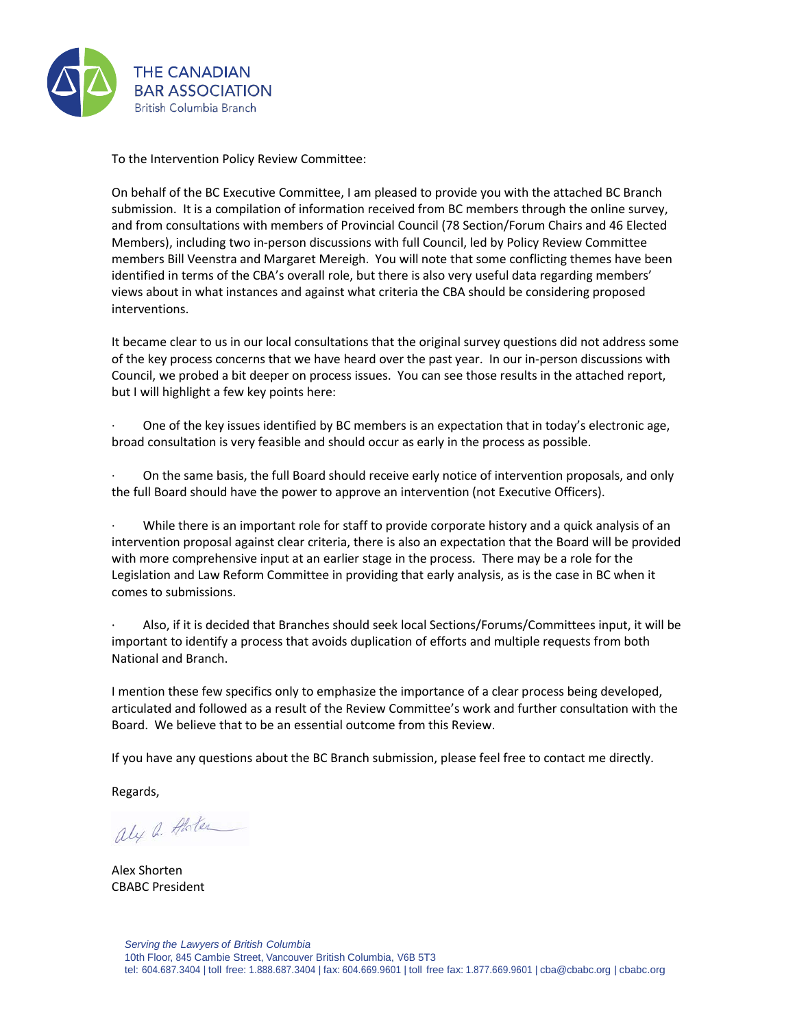THE CANADIAN BAR ASSOCIATION
British Columbia Branch

To the Intervention Policy Review Committee:

On behalf of the BC Executive Committee, I am pleased to provide you with the attached BC Branch submission. It is a compilation of information received from BC members through the online survey, and from consultations with members of Provincial Council (78 Section/Forum Chairs and 46 Elected Members), including two in-person discussions with full Council, led by Policy Review Committee members Bill Veenstra and Margaret Mereigh. You will note that some conflicting themes have been identified in terms of the CBA's overall role, but there is also very useful data regarding members' views about in what instances and against what criteria the CBA should be considering proposed interventions.

It became clear to us in our local consultations that the original survey questions did not address some of the key process concerns that we have heard over the past year. In our in-person discussions with Council, we probed a bit deeper on process issues. You can see those results in the attached report, but I will highlight a few key points here:

- One of the key issues identified by BC members is an expectation that in today's electronic age, broad consultation is very feasible and should occur as early in the process as possible.
- On the same basis, the full Board should receive early notice of intervention proposals, and only the full Board should have the power to approve an intervention (not Executive Officers).
- While there is an important role for staff to provide corporate history and a quick analysis of an intervention proposal against clear criteria, there is also an expectation that the Board will be provided with more comprehensive input at an earlier stage in the process. There may be a role for the Legislation and Law Reform Committee in providing that early analysis, as is the case in BC when it comes to submissions.
- Also, if it is decided that Branches should seek local Sections/Forums/Committees input, it will be important to identify a process that avoids duplication of efforts and multiple requests from both National and Branch.

I mention these few specifics only to emphasize the importance of a clear process being developed, articulated and followed as a result of the Review Committee's work and further consultation with the Board. We believe that to be an essential outcome from this Review.

If you have any questions about the BC Branch submission, please feel free to contact me directly.

Regards,

Alex Shorten
CBABC President

*Serving the Lawyers of British Columbia*
10th Floor, 845 Cambie Street, Vancouver British Columbia, V6B 5T3
tel: 604.687.3404 | toll free: 1.888.687.3404 | fax: 604.669.9601 | toll free fax: 1.877.669.9601 | cba@cbabc.org | cbabc.org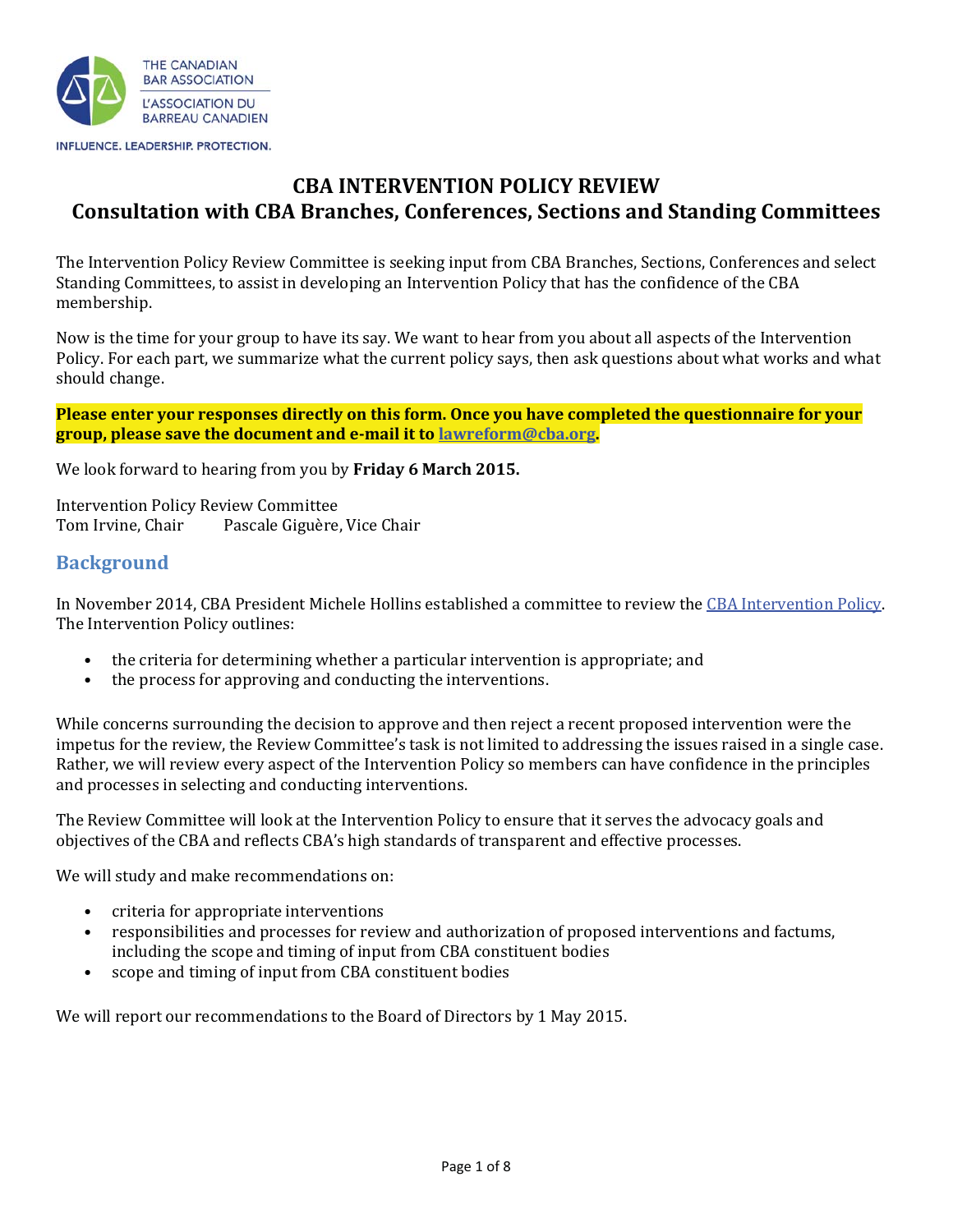# CBA INTERVENTION POLICY REVIEW
## Consultation with CBA Branches, Conferences, Sections and Standing Committees

The Intervention Policy Review Committee is seeking input from CBA Branches, Sections, Conferences and select Standing Committees, to assist in developing an Intervention Policy that has the confidence of the CBA membership.

Now is the time for your group to have its say. We want to hear from you about all aspects of the Intervention Policy. For each part, we summarize what the current policy says, then ask questions about what works and what should change.

**Please enter your responses directly on this form. Once you have completed the questionnaire for your group, please save the document and e-mail it to lawreform@cba.org.**

We look forward to hearing from you by **Friday 6 March 2015.**

Intervention Policy Review Committee
Tom Irvine, Chair    Pascale Giguère, Vice Chair

## Background

In November 2014, CBA President Michele Hollins established a committee to review the CBA Intervention Policy. The Intervention Policy outlines:

- the criteria for determining whether a particular intervention is appropriate; and
- the process for approving and conducting the interventions.

While concerns surrounding the decision to approve and then reject a recent proposed intervention were the impetus for the review, the Review Committee's task is not limited to addressing the issues raised in a single case. Rather, we will review every aspect of the Intervention Policy so members can have confidence in the principles and processes in selecting and conducting interventions.

The Review Committee will look at the Intervention Policy to ensure that it serves the advocacy goals and objectives of the CBA and reflects CBA's high standards of transparent and effective processes.

We will study and make recommendations on:

- criteria for appropriate interventions
- responsibilities and processes for review and authorization of proposed interventions and factums, including the scope and timing of input from CBA constituent bodies
- scope and timing of input from CBA constituent bodies

We will report our recommendations to the Board of Directors by 1 May 2015.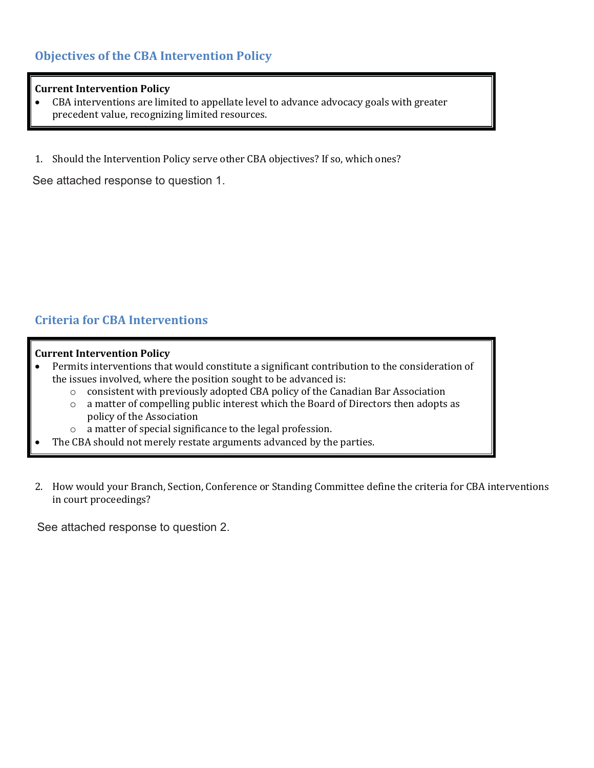## Objectives of the CBA Intervention Policy

**Current Intervention Policy**

- CBA interventions are limited to appellate level to advance advocacy goals with greater precedent value, recognizing limited resources.

1. Should the Intervention Policy serve other CBA objectives? If so, which ones?

See attached response to question 1.

## Criteria for CBA Interventions

**Current Intervention Policy**

- Permits interventions that would constitute a significant contribution to the consideration of the issues involved, where the position sought to be advanced is:
  - consistent with previously adopted CBA policy of the Canadian Bar Association
  - a matter of compelling public interest which the Board of Directors then adopts as policy of the Association
  - a matter of special significance to the legal profession.
- The CBA should not merely restate arguments advanced by the parties.

2. How would your Branch, Section, Conference or Standing Committee define the criteria for CBA interventions in court proceedings?

See attached response to question 2.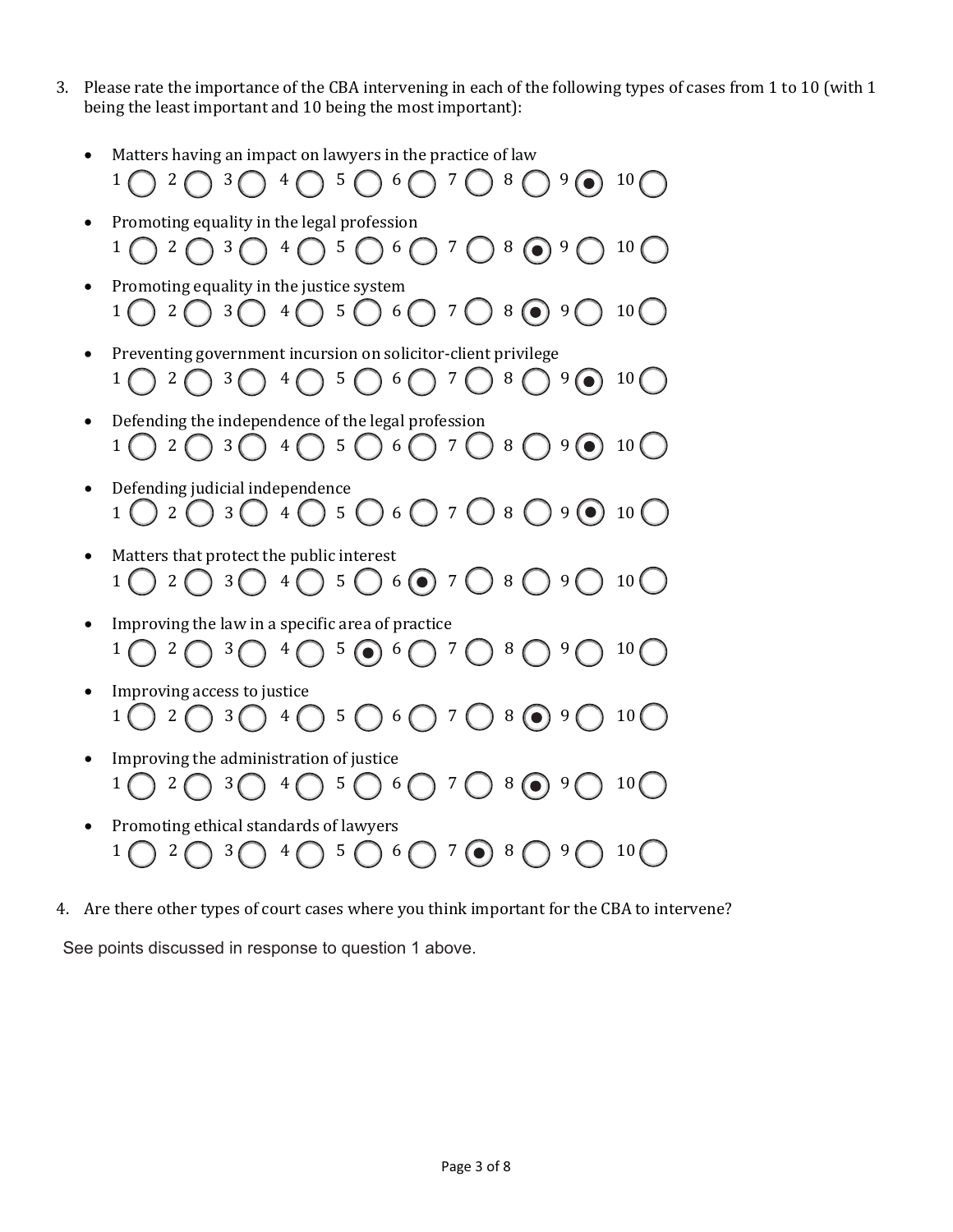3. Please rate the importance of the CBA intervening in each of the following types of cases from 1 to 10 (with 1 being the least important and 10 being the most important):

   - Matters having an impact on lawyers in the practice of law
     1 ○ 2 ○ 3 ○ 4 ○ 5 ○ 6 ○ 7 ○ 8 ○ 9 ◉ 10 ○
   - Promoting equality in the legal profession
     1 ○ 2 ○ 3 ○ 4 ○ 5 ○ 6 ○ 7 ○ 8 ◉ 9 ○ 10 ○
   - Promoting equality in the justice system
     1 ○ 2 ○ 3 ○ 4 ○ 5 ○ 6 ○ 7 ○ 8 ◉ 9 ○ 10 ○
   - Preventing government incursion on solicitor-client privilege
     1 ○ 2 ○ 3 ○ 4 ○ 5 ○ 6 ○ 7 ○ 8 ○ 9 ◉ 10 ○
   - Defending the independence of the legal profession
     1 ○ 2 ○ 3 ○ 4 ○ 5 ○ 6 ○ 7 ○ 8 ○ 9 ◉ 10 ○
   - Defending judicial independence
     1 ○ 2 ○ 3 ○ 4 ○ 5 ○ 6 ○ 7 ○ 8 ○ 9 ◉ 10 ○
   - Matters that protect the public interest
     1 ○ 2 ○ 3 ○ 4 ○ 5 ○ 6 ◉ 7 ○ 8 ○ 9 ○ 10 ○
   - Improving the law in a specific area of practice
     1 ○ 2 ○ 3 ○ 4 ○ 5 ◉ 6 ○ 7 ○ 8 ○ 9 ○ 10 ○
   - Improving access to justice
     1 ○ 2 ○ 3 ○ 4 ○ 5 ○ 6 ○ 7 ○ 8 ◉ 9 ○ 10 ○
   - Improving the administration of justice
     1 ○ 2 ○ 3 ○ 4 ○ 5 ○ 6 ○ 7 ○ 8 ◉ 9 ○ 10 ○
   - Promoting ethical standards of lawyers
     1 ○ 2 ○ 3 ○ 4 ○ 5 ○ 6 ○ 7 ◉ 8 ○ 9 ○ 10 ○

4. Are there other types of court cases where you think important for the CBA to intervene?

See points discussed in response to question 1 above.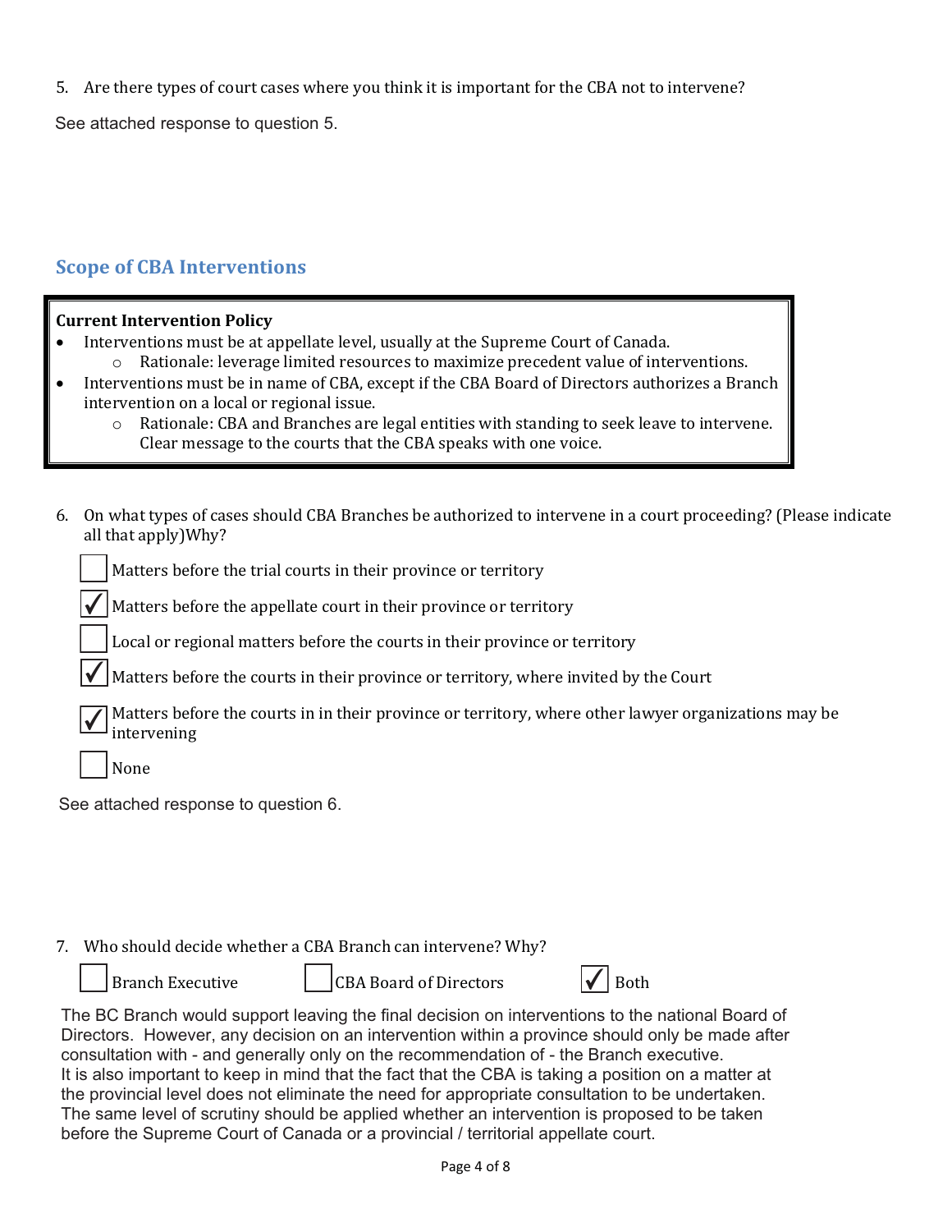5. Are there types of court cases where you think it is important for the CBA not to intervene?

See attached response to question 5.

## Scope of CBA Interventions

**Current Intervention Policy**

- Interventions must be at appellate level, usually at the Supreme Court of Canada.
  - Rationale: leverage limited resources to maximize precedent value of interventions.
- Interventions must be in name of CBA, except if the CBA Board of Directors authorizes a Branch intervention on a local or regional issue.
  - Rationale: CBA and Branches are legal entities with standing to seek leave to intervene. Clear message to the courts that the CBA speaks with one voice.

6. On what types of cases should CBA Branches be authorized to intervene in a court proceeding? (Please indicate all that apply)Why?

- [ ] Matters before the trial courts in their province or territory
- [x] Matters before the appellate court in their province or territory
- [ ] Local or regional matters before the courts in their province or territory
- [x] Matters before the courts in their province or territory, where invited by the Court
- [x] Matters before the courts in in their province or territory, where other lawyer organizations may be intervening
- [ ] None

See attached response to question 6.

7. Who should decide whether a CBA Branch can intervene? Why?

- [ ] Branch Executive
- [ ] CBA Board of Directors
- [x] Both

The BC Branch would support leaving the final decision on interventions to the national Board of Directors. However, any decision on an intervention within a province should only be made after consultation with - and generally only on the recommendation of - the Branch executive.
It is also important to keep in mind that the fact that the CBA is taking a position on a matter at the provincial level does not eliminate the need for appropriate consultation to be undertaken. The same level of scrutiny should be applied whether an intervention is proposed to be taken before the Supreme Court of Canada or a provincial / territorial appellate court.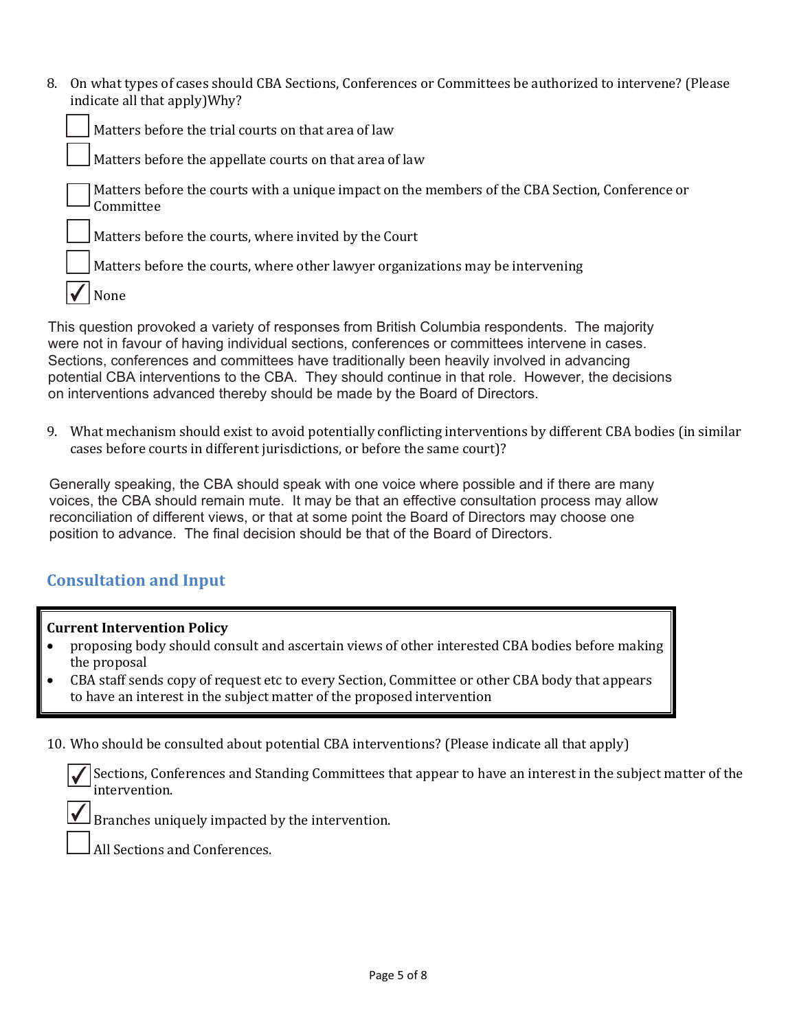8. On what types of cases should CBA Sections, Conferences or Committees be authorized to intervene? (Please indicate all that apply)Why?

- [ ] Matters before the trial courts on that area of law
- [ ] Matters before the appellate courts on that area of law
- [ ] Matters before the courts with a unique impact on the members of the CBA Section, Conference or Committee
- [ ] Matters before the courts, where invited by the Court
- [ ] Matters before the courts, where other lawyer organizations may be intervening
- [x] None

This question provoked a variety of responses from British Columbia respondents. The majority were not in favour of having individual sections, conferences or committees intervene in cases. Sections, conferences and committees have traditionally been heavily involved in advancing potential CBA interventions to the CBA. They should continue in that role. However, the decisions on interventions advanced thereby should be made by the Board of Directors.

9. What mechanism should exist to avoid potentially conflicting interventions by different CBA bodies (in similar cases before courts in different jurisdictions, or before the same court)?

Generally speaking, the CBA should speak with one voice where possible and if there are many voices, the CBA should remain mute. It may be that an effective consultation process may allow reconciliation of different views, or that at some point the Board of Directors may choose one position to advance. The final decision should be that of the Board of Directors.

## Consultation and Input

> **Current Intervention Policy**
> - proposing body should consult and ascertain views of other interested CBA bodies before making the proposal
> - CBA staff sends copy of request etc to every Section, Committee or other CBA body that appears to have an interest in the subject matter of the proposed intervention

10. Who should be consulted about potential CBA interventions? (Please indicate all that apply)

- [x] Sections, Conferences and Standing Committees that appear to have an interest in the subject matter of the intervention.
- [x] Branches uniquely impacted by the intervention.
- [ ] All Sections and Conferences.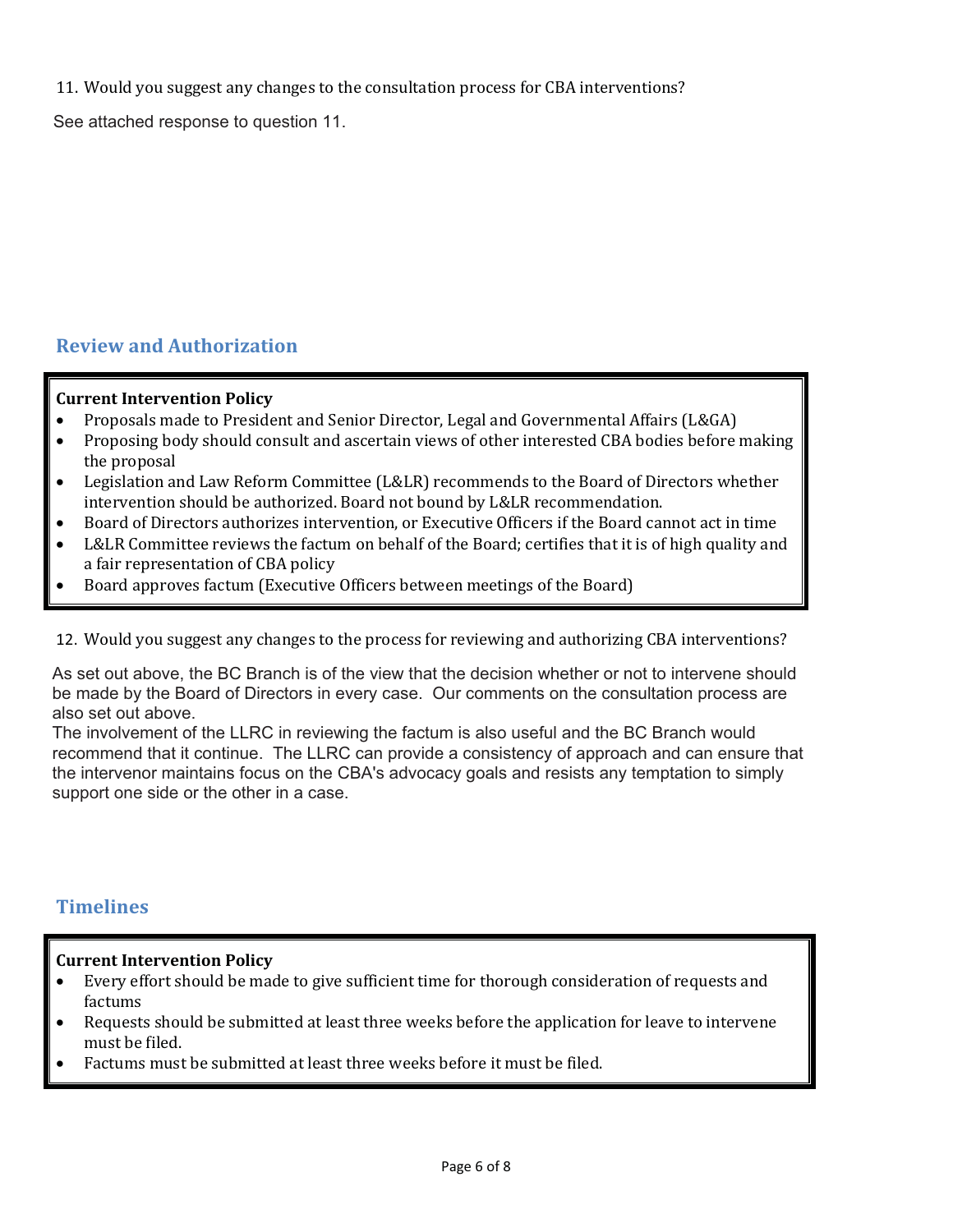11. Would you suggest any changes to the consultation process for CBA interventions?

See attached response to question 11.

## Review and Authorization

**Current Intervention Policy**

- Proposals made to President and Senior Director, Legal and Governmental Affairs (L&GA)
- Proposing body should consult and ascertain views of other interested CBA bodies before making the proposal
- Legislation and Law Reform Committee (L&LR) recommends to the Board of Directors whether intervention should be authorized. Board not bound by L&LR recommendation.
- Board of Directors authorizes intervention, or Executive Officers if the Board cannot act in time
- L&LR Committee reviews the factum on behalf of the Board; certifies that it is of high quality and a fair representation of CBA policy
- Board approves factum (Executive Officers between meetings of the Board)

12. Would you suggest any changes to the process for reviewing and authorizing CBA interventions?

As set out above, the BC Branch is of the view that the decision whether or not to intervene should be made by the Board of Directors in every case. Our comments on the consultation process are also set out above.

The involvement of the LLRC in reviewing the factum is also useful and the BC Branch would recommend that it continue. The LLRC can provide a consistency of approach and can ensure that the intervenor maintains focus on the CBA's advocacy goals and resists any temptation to simply support one side or the other in a case.

## Timelines

**Current Intervention Policy**

- Every effort should be made to give sufficient time for thorough consideration of requests and factums
- Requests should be submitted at least three weeks before the application for leave to intervene must be filed.
- Factums must be submitted at least three weeks before it must be filed.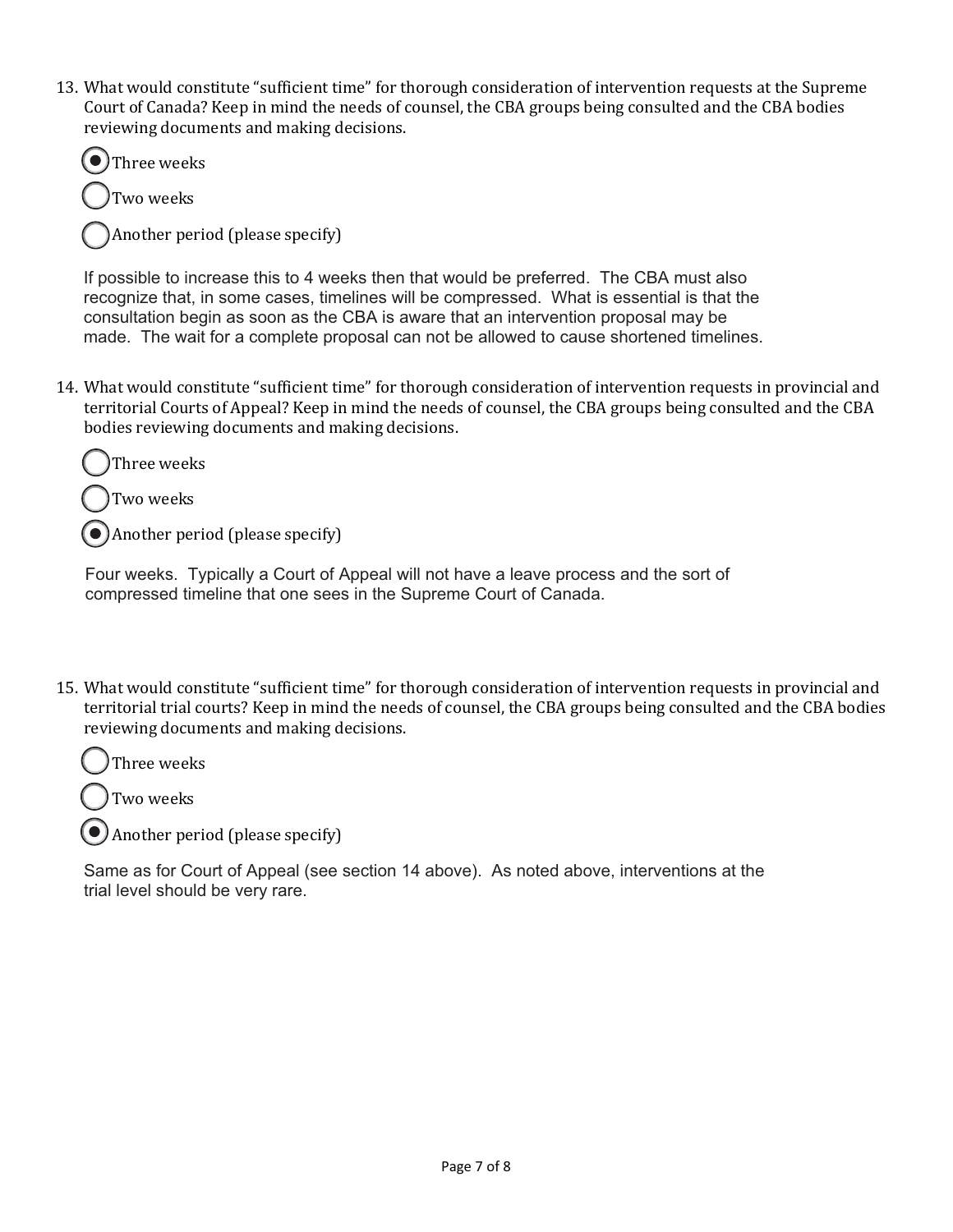13. What would constitute "sufficient time" for thorough consideration of intervention requests at the Supreme Court of Canada? Keep in mind the needs of counsel, the CBA groups being consulted and the CBA bodies reviewing documents and making decisions.

- [x] Three weeks
- [ ] Two weeks
- [ ] Another period (please specify)

If possible to increase this to 4 weeks then that would be preferred. The CBA must also recognize that, in some cases, timelines will be compressed. What is essential is that the consultation begin as soon as the CBA is aware that an intervention proposal may be made. The wait for a complete proposal can not be allowed to cause shortened timelines.

14. What would constitute "sufficient time" for thorough consideration of intervention requests in provincial and territorial Courts of Appeal? Keep in mind the needs of counsel, the CBA groups being consulted and the CBA bodies reviewing documents and making decisions.

- [ ] Three weeks
- [ ] Two weeks
- [x] Another period (please specify)

Four weeks. Typically a Court of Appeal will not have a leave process and the sort of compressed timeline that one sees in the Supreme Court of Canada.

15. What would constitute "sufficient time" for thorough consideration of intervention requests in provincial and territorial trial courts? Keep in mind the needs of counsel, the CBA groups being consulted and the CBA bodies reviewing documents and making decisions.

- [ ] Three weeks
- [ ] Two weeks
- [x] Another period (please specify)

Same as for Court of Appeal (see section 14 above). As noted above, interventions at the trial level should be very rare.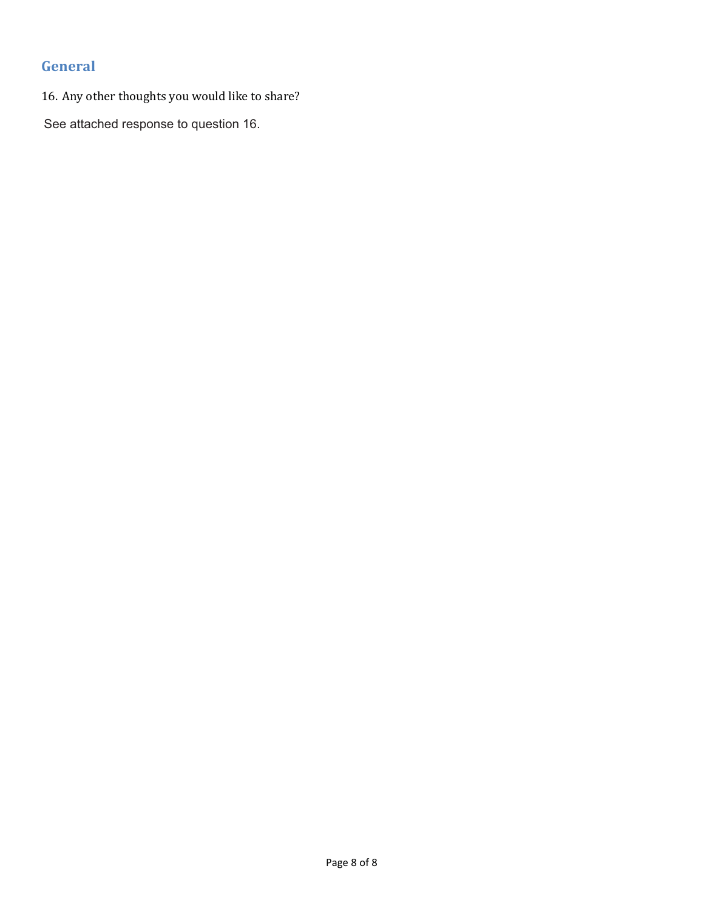## General

16. Any other thoughts you would like to share?

See attached response to question 16.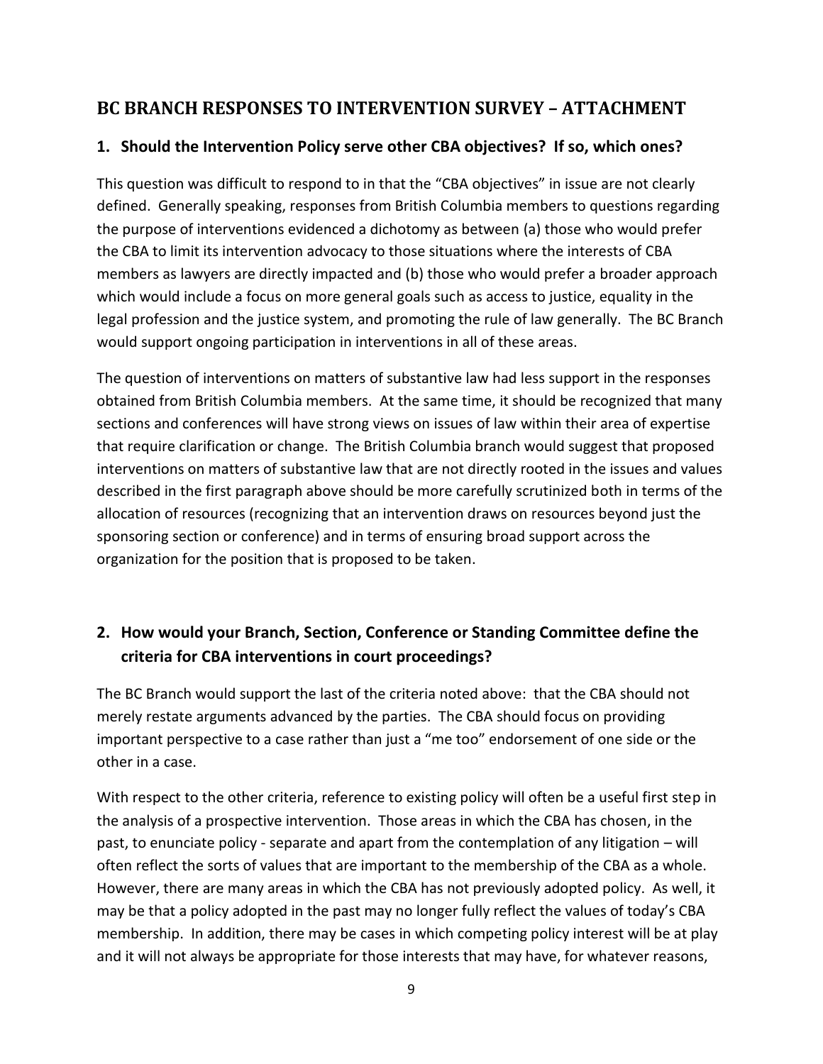## BC BRANCH RESPONSES TO INTERVENTION SURVEY – ATTACHMENT

### 1. Should the Intervention Policy serve other CBA objectives? If so, which ones?

This question was difficult to respond to in that the "CBA objectives" in issue are not clearly defined. Generally speaking, responses from British Columbia members to questions regarding the purpose of interventions evidenced a dichotomy as between (a) those who would prefer the CBA to limit its intervention advocacy to those situations where the interests of CBA members as lawyers are directly impacted and (b) those who would prefer a broader approach which would include a focus on more general goals such as access to justice, equality in the legal profession and the justice system, and promoting the rule of law generally. The BC Branch would support ongoing participation in interventions in all of these areas.

The question of interventions on matters of substantive law had less support in the responses obtained from British Columbia members. At the same time, it should be recognized that many sections and conferences will have strong views on issues of law within their area of expertise that require clarification or change. The British Columbia branch would suggest that proposed interventions on matters of substantive law that are not directly rooted in the issues and values described in the first paragraph above should be more carefully scrutinized both in terms of the allocation of resources (recognizing that an intervention draws on resources beyond just the sponsoring section or conference) and in terms of ensuring broad support across the organization for the position that is proposed to be taken.

### 2. How would your Branch, Section, Conference or Standing Committee define the criteria for CBA interventions in court proceedings?

The BC Branch would support the last of the criteria noted above: that the CBA should not merely restate arguments advanced by the parties. The CBA should focus on providing important perspective to a case rather than just a "me too" endorsement of one side or the other in a case.

With respect to the other criteria, reference to existing policy will often be a useful first step in the analysis of a prospective intervention. Those areas in which the CBA has chosen, in the past, to enunciate policy - separate and apart from the contemplation of any litigation – will often reflect the sorts of values that are important to the membership of the CBA as a whole. However, there are many areas in which the CBA has not previously adopted policy. As well, it may be that a policy adopted in the past may no longer fully reflect the values of today's CBA membership. In addition, there may be cases in which competing policy interest will be at play and it will not always be appropriate for those interests that may have, for whatever reasons,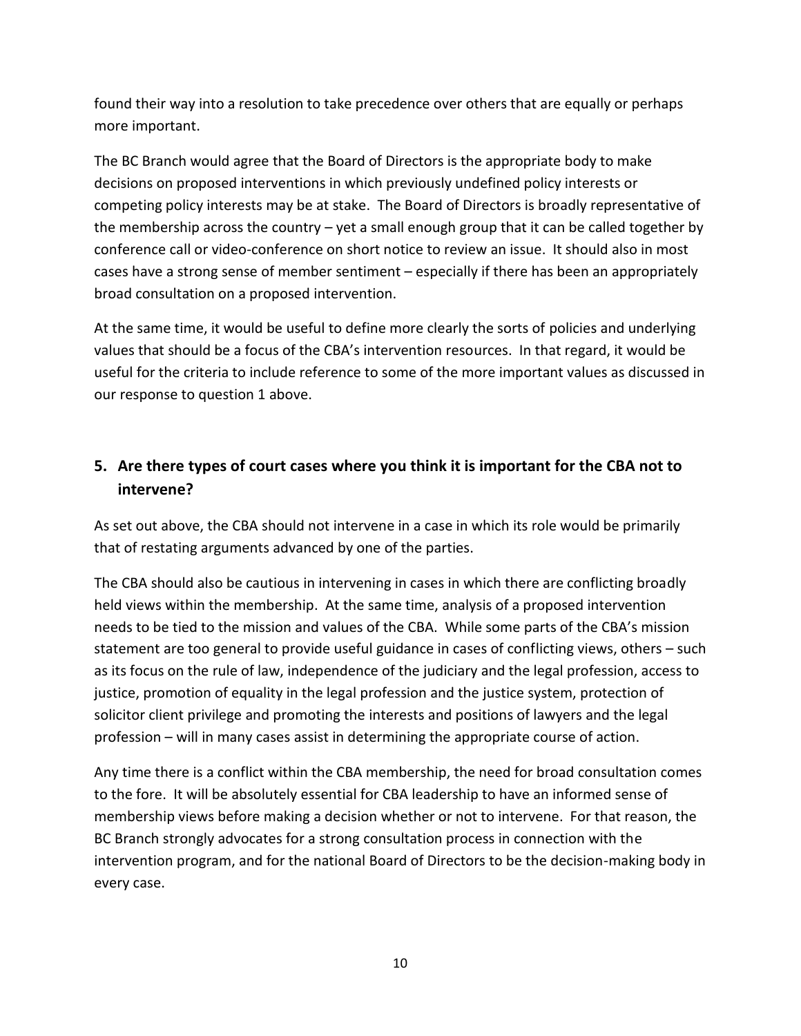found their way into a resolution to take precedence over others that are equally or perhaps more important.

The BC Branch would agree that the Board of Directors is the appropriate body to make decisions on proposed interventions in which previously undefined policy interests or competing policy interests may be at stake. The Board of Directors is broadly representative of the membership across the country – yet a small enough group that it can be called together by conference call or video-conference on short notice to review an issue. It should also in most cases have a strong sense of member sentiment – especially if there has been an appropriately broad consultation on a proposed intervention.

At the same time, it would be useful to define more clearly the sorts of policies and underlying values that should be a focus of the CBA's intervention resources. In that regard, it would be useful for the criteria to include reference to some of the more important values as discussed in our response to question 1 above.

## 5. Are there types of court cases where you think it is important for the CBA not to intervene?

As set out above, the CBA should not intervene in a case in which its role would be primarily that of restating arguments advanced by one of the parties.

The CBA should also be cautious in intervening in cases in which there are conflicting broadly held views within the membership. At the same time, analysis of a proposed intervention needs to be tied to the mission and values of the CBA. While some parts of the CBA's mission statement are too general to provide useful guidance in cases of conflicting views, others – such as its focus on the rule of law, independence of the judiciary and the legal profession, access to justice, promotion of equality in the legal profession and the justice system, protection of solicitor client privilege and promoting the interests and positions of lawyers and the legal profession – will in many cases assist in determining the appropriate course of action.

Any time there is a conflict within the CBA membership, the need for broad consultation comes to the fore. It will be absolutely essential for CBA leadership to have an informed sense of membership views before making a decision whether or not to intervene. For that reason, the BC Branch strongly advocates for a strong consultation process in connection with the intervention program, and for the national Board of Directors to be the decision-making body in every case.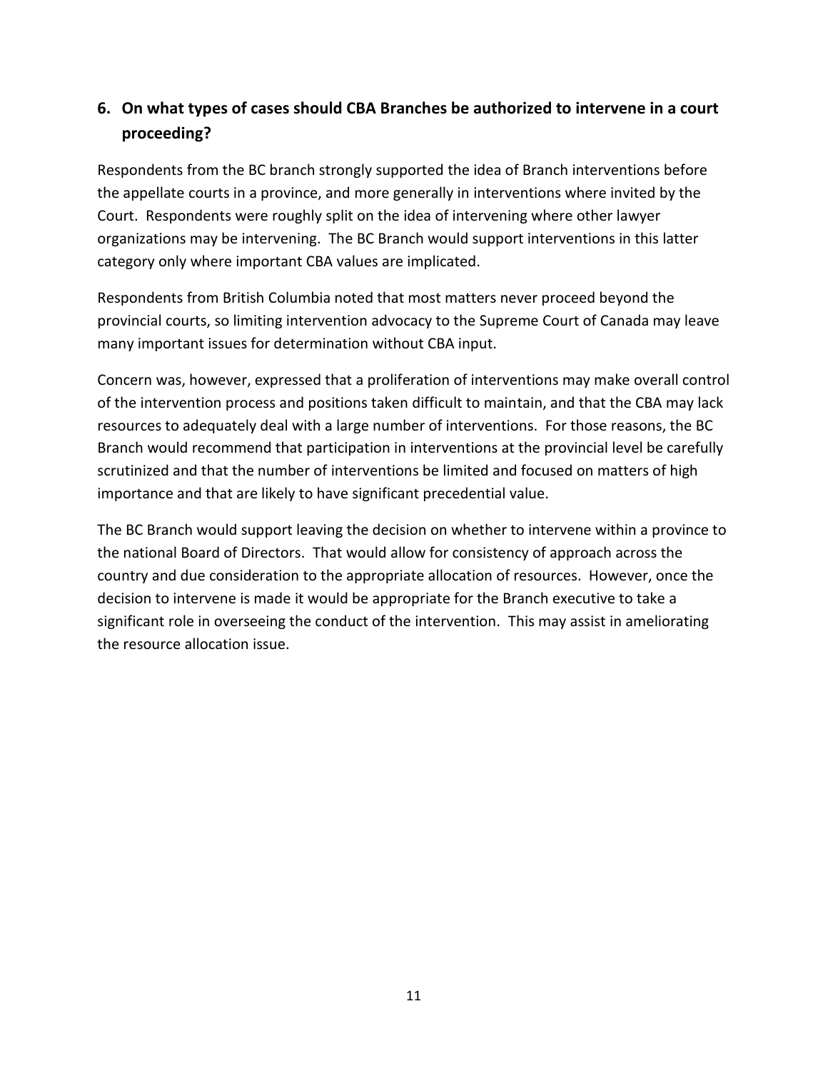## 6. On what types of cases should CBA Branches be authorized to intervene in a court proceeding?

Respondents from the BC branch strongly supported the idea of Branch interventions before the appellate courts in a province, and more generally in interventions where invited by the Court. Respondents were roughly split on the idea of intervening where other lawyer organizations may be intervening. The BC Branch would support interventions in this latter category only where important CBA values are implicated.

Respondents from British Columbia noted that most matters never proceed beyond the provincial courts, so limiting intervention advocacy to the Supreme Court of Canada may leave many important issues for determination without CBA input.

Concern was, however, expressed that a proliferation of interventions may make overall control of the intervention process and positions taken difficult to maintain, and that the CBA may lack resources to adequately deal with a large number of interventions. For those reasons, the BC Branch would recommend that participation in interventions at the provincial level be carefully scrutinized and that the number of interventions be limited and focused on matters of high importance and that are likely to have significant precedential value.

The BC Branch would support leaving the decision on whether to intervene within a province to the national Board of Directors. That would allow for consistency of approach across the country and due consideration to the appropriate allocation of resources. However, once the decision to intervene is made it would be appropriate for the Branch executive to take a significant role in overseeing the conduct of the intervention. This may assist in ameliorating the resource allocation issue.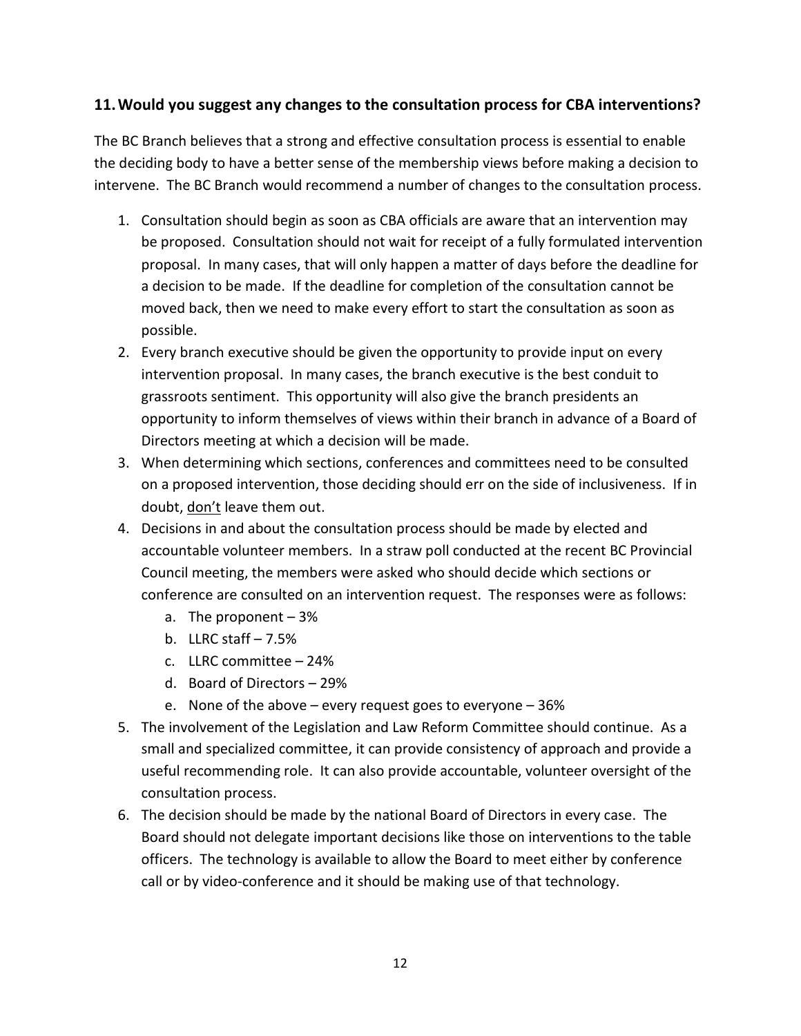### 11. Would you suggest any changes to the consultation process for CBA interventions?

The BC Branch believes that a strong and effective consultation process is essential to enable the deciding body to have a better sense of the membership views before making a decision to intervene. The BC Branch would recommend a number of changes to the consultation process.

1. Consultation should begin as soon as CBA officials are aware that an intervention may be proposed. Consultation should not wait for receipt of a fully formulated intervention proposal. In many cases, that will only happen a matter of days before the deadline for a decision to be made. If the deadline for completion of the consultation cannot be moved back, then we need to make every effort to start the consultation as soon as possible.
2. Every branch executive should be given the opportunity to provide input on every intervention proposal. In many cases, the branch executive is the best conduit to grassroots sentiment. This opportunity will also give the branch presidents an opportunity to inform themselves of views within their branch in advance of a Board of Directors meeting at which a decision will be made.
3. When determining which sections, conferences and committees need to be consulted on a proposed intervention, those deciding should err on the side of inclusiveness. If in doubt, <u>don't</u> leave them out.
4. Decisions in and about the consultation process should be made by elected and accountable volunteer members. In a straw poll conducted at the recent BC Provincial Council meeting, the members were asked who should decide which sections or conference are consulted on an intervention request. The responses were as follows:
   a. The proponent – 3%
   b. LLRC staff – 7.5%
   c. LLRC committee – 24%
   d. Board of Directors – 29%
   e. None of the above – every request goes to everyone – 36%
5. The involvement of the Legislation and Law Reform Committee should continue. As a small and specialized committee, it can provide consistency of approach and provide a useful recommending role. It can also provide accountable, volunteer oversight of the consultation process.
6. The decision should be made by the national Board of Directors in every case. The Board should not delegate important decisions like those on interventions to the table officers. The technology is available to allow the Board to meet either by conference call or by video-conference and it should be making use of that technology.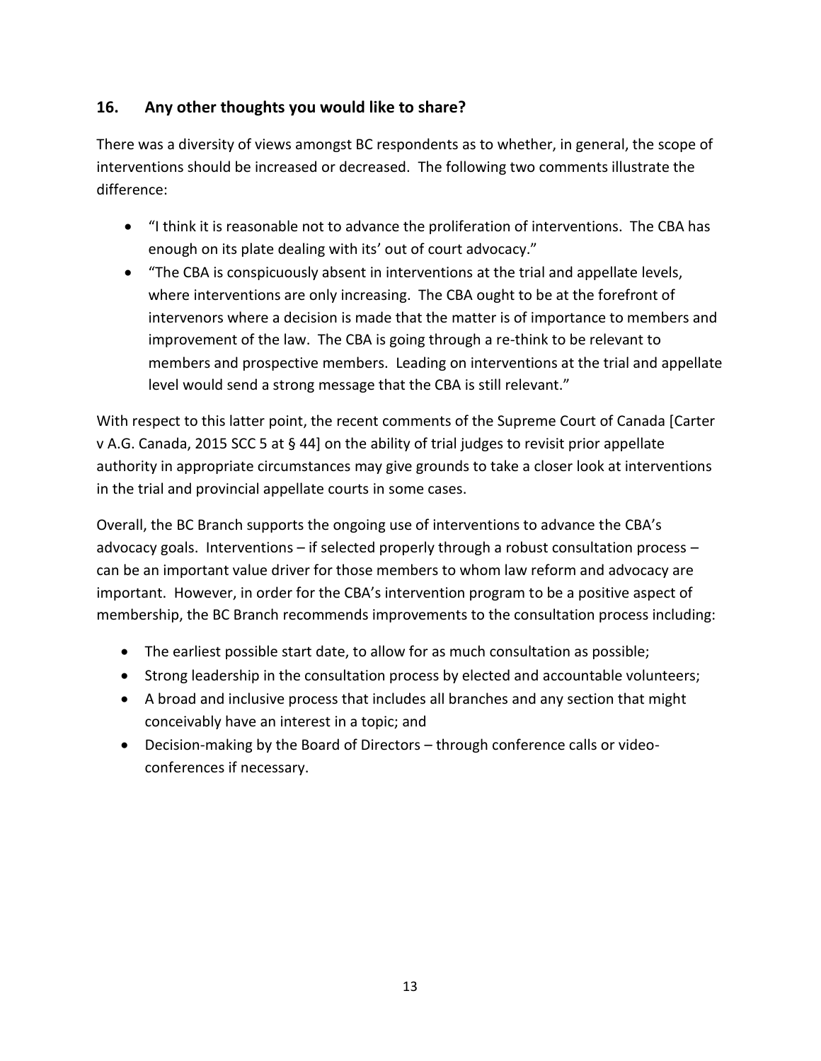## 16. Any other thoughts you would like to share?

There was a diversity of views amongst BC respondents as to whether, in general, the scope of interventions should be increased or decreased. The following two comments illustrate the difference:

- "I think it is reasonable not to advance the proliferation of interventions. The CBA has enough on its plate dealing with its' out of court advocacy."
- "The CBA is conspicuously absent in interventions at the trial and appellate levels, where interventions are only increasing. The CBA ought to be at the forefront of intervenors where a decision is made that the matter is of importance to members and improvement of the law. The CBA is going through a re-think to be relevant to members and prospective members. Leading on interventions at the trial and appellate level would send a strong message that the CBA is still relevant."

With respect to this latter point, the recent comments of the Supreme Court of Canada [Carter v A.G. Canada, 2015 SCC 5 at § 44] on the ability of trial judges to revisit prior appellate authority in appropriate circumstances may give grounds to take a closer look at interventions in the trial and provincial appellate courts in some cases.

Overall, the BC Branch supports the ongoing use of interventions to advance the CBA's advocacy goals. Interventions – if selected properly through a robust consultation process – can be an important value driver for those members to whom law reform and advocacy are important. However, in order for the CBA's intervention program to be a positive aspect of membership, the BC Branch recommends improvements to the consultation process including:

- The earliest possible start date, to allow for as much consultation as possible;
- Strong leadership in the consultation process by elected and accountable volunteers;
- A broad and inclusive process that includes all branches and any section that might conceivably have an interest in a topic; and
- Decision-making by the Board of Directors – through conference calls or video-conferences if necessary.